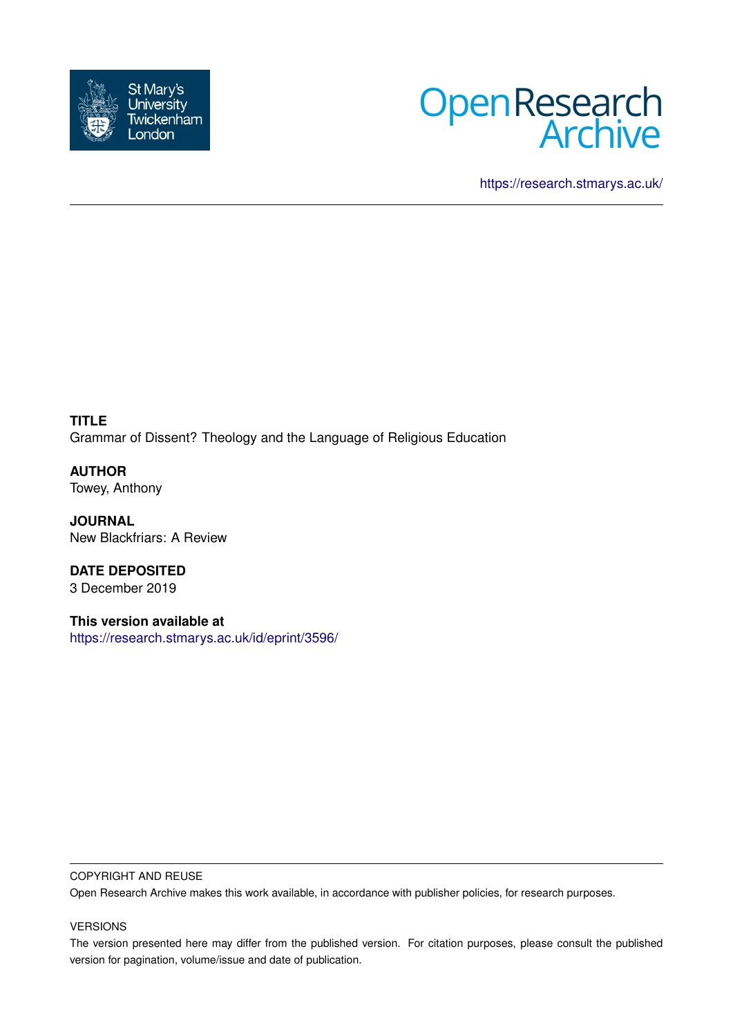St Mary's University Twickenham London

Open Research Archive

https://research.stmarys.ac.uk/

**TITLE**
Grammar of Dissent? Theology and the Language of Religious Education

**AUTHOR**
Towey, Anthony

**JOURNAL**
New Blackfriars: A Review

**DATE DEPOSITED**
3 December 2019

**This version available at**
https://research.stmarys.ac.uk/id/eprint/3596/

COPYRIGHT AND REUSE

Open Research Archive makes this work available, in accordance with publisher policies, for research purposes.

VERSIONS

The version presented here may differ from the published version. For citation purposes, please consult the published version for pagination, volume/issue and date of publication.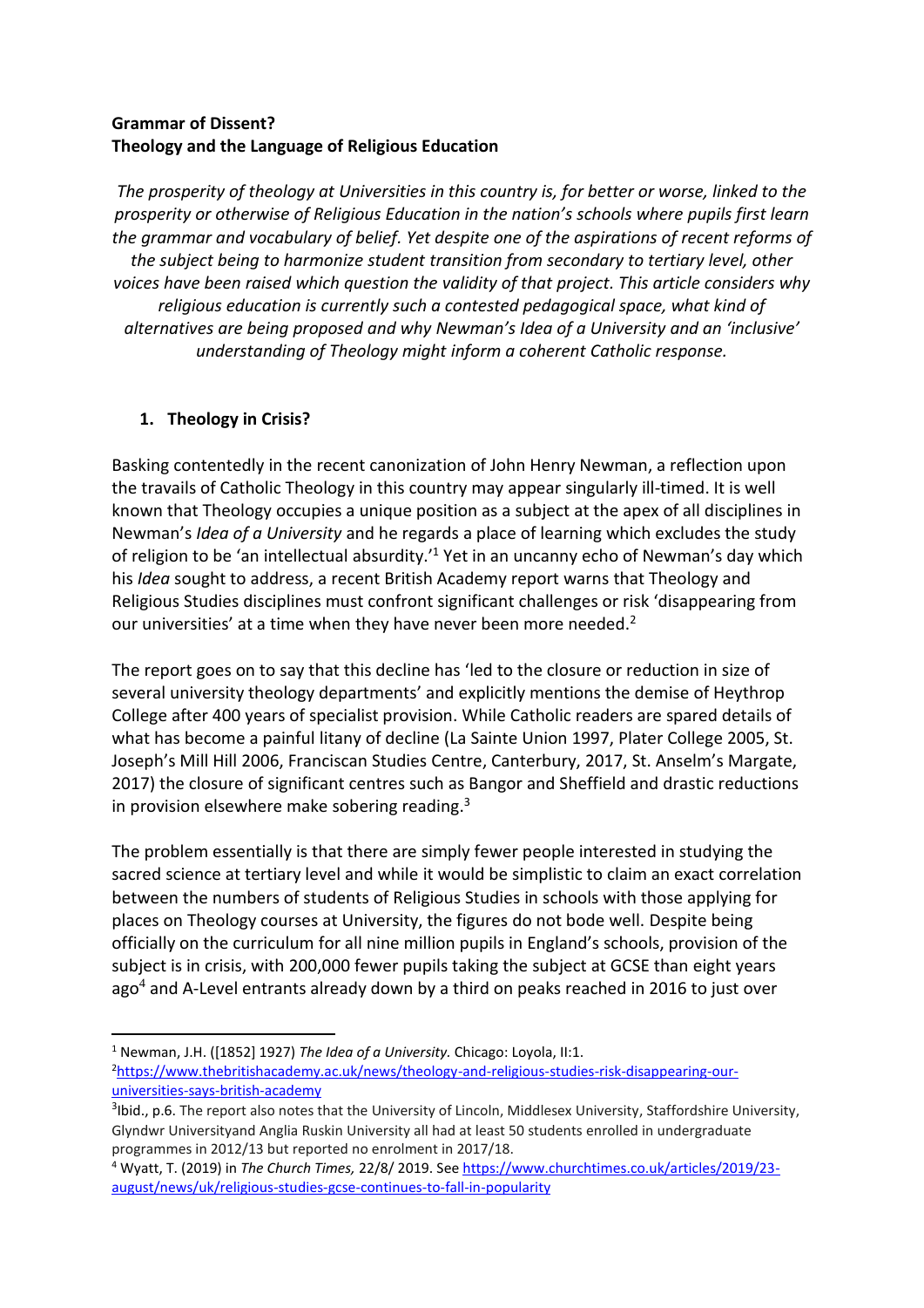**Grammar of Dissent?**
**Theology and the Language of Religious Education**

*The prosperity of theology at Universities in this country is, for better or worse, linked to the prosperity or otherwise of Religious Education in the nation's schools where pupils first learn the grammar and vocabulary of belief. Yet despite one of the aspirations of recent reforms of the subject being to harmonize student transition from secondary to tertiary level, other voices have been raised which question the validity of that project. This article considers why religious education is currently such a contested pedagogical space, what kind of alternatives are being proposed and why Newman's Idea of a University and an 'inclusive' understanding of Theology might inform a coherent Catholic response.*

1. **Theology in Crisis?**

Basking contentedly in the recent canonization of John Henry Newman, a reflection upon the travails of Catholic Theology in this country may appear singularly ill-timed. It is well known that Theology occupies a unique position as a subject at the apex of all disciplines in Newman's *Idea of a University* and he regards a place of learning which excludes the study of religion to be 'an intellectual absurdity.'[1] Yet in an uncanny echo of Newman's day which his *Idea* sought to address, a recent British Academy report warns that Theology and Religious Studies disciplines must confront significant challenges or risk 'disappearing from our universities' at a time when they have never been more needed.[2]

The report goes on to say that this decline has 'led to the closure or reduction in size of several university theology departments' and explicitly mentions the demise of Heythrop College after 400 years of specialist provision. While Catholic readers are spared details of what has become a painful litany of decline (La Sainte Union 1997, Plater College 2005, St. Joseph's Mill Hill 2006, Franciscan Studies Centre, Canterbury, 2017, St. Anselm's Margate, 2017) the closure of significant centres such as Bangor and Sheffield and drastic reductions in provision elsewhere make sobering reading.[3]

The problem essentially is that there are simply fewer people interested in studying the sacred science at tertiary level and while it would be simplistic to claim an exact correlation between the numbers of students of Religious Studies in schools with those applying for places on Theology courses at University, the figures do not bode well. Despite being officially on the curriculum for all nine million pupils in England's schools, provision of the subject is in crisis, with 200,000 fewer pupils taking the subject at GCSE than eight years ago[4] and A-Level entrants already down by a third on peaks reached in 2016 to just over

---

[1] Newman, J.H. ([1852] 1927) *The Idea of a University.* Chicago: Loyola, II:1.

[2] https://www.thebritishacademy.ac.uk/news/theology-and-religious-studies-risk-disappearing-our-universities-says-british-academy

[3] Ibid., p.6. The report also notes that the University of Lincoln, Middlesex University, Staffordshire University, Glyndwr Universityand Anglia Ruskin University all had at least 50 students enrolled in undergraduate programmes in 2012/13 but reported no enrolment in 2017/18.

[4] Wyatt, T. (2019) in *The Church Times,* 22/8/ 2019. See https://www.churchtimes.co.uk/articles/2019/23-august/news/uk/religious-studies-gcse-continues-to-fall-in-popularity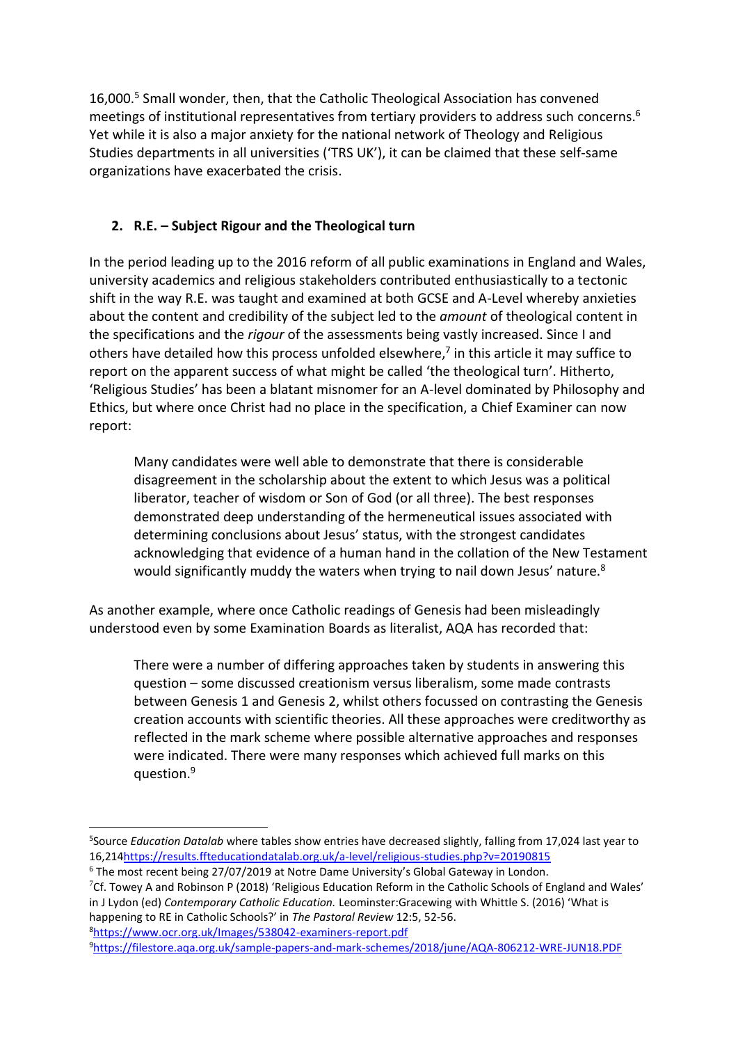16,000.[5] Small wonder, then, that the Catholic Theological Association has convened meetings of institutional representatives from tertiary providers to address such concerns.[6] Yet while it is also a major anxiety for the national network of Theology and Religious Studies departments in all universities ('TRS UK'), it can be claimed that these self-same organizations have exacerbated the crisis.

## 2. R.E. – Subject Rigour and the Theological turn

In the period leading up to the 2016 reform of all public examinations in England and Wales, university academics and religious stakeholders contributed enthusiastically to a tectonic shift in the way R.E. was taught and examined at both GCSE and A-Level whereby anxieties about the content and credibility of the subject led to the *amount* of theological content in the specifications and the *rigour* of the assessments being vastly increased. Since I and others have detailed how this process unfolded elsewhere,[7] in this article it may suffice to report on the apparent success of what might be called 'the theological turn'. Hitherto, 'Religious Studies' has been a blatant misnomer for an A-level dominated by Philosophy and Ethics, but where once Christ had no place in the specification, a Chief Examiner can now report:

> Many candidates were well able to demonstrate that there is considerable disagreement in the scholarship about the extent to which Jesus was a political liberator, teacher of wisdom or Son of God (or all three). The best responses demonstrated deep understanding of the hermeneutical issues associated with determining conclusions about Jesus' status, with the strongest candidates acknowledging that evidence of a human hand in the collation of the New Testament would significantly muddy the waters when trying to nail down Jesus' nature.[8]

As another example, where once Catholic readings of Genesis had been misleadingly understood even by some Examination Boards as literalist, AQA has recorded that:

> There were a number of differing approaches taken by students in answering this question – some discussed creationism versus liberalism, some made contrasts between Genesis 1 and Genesis 2, whilst others focussed on contrasting the Genesis creation accounts with scientific theories. All these approaches were creditworthy as reflected in the mark scheme where possible alternative approaches and responses were indicated. There were many responses which achieved full marks on this question.[9]

---

[5] Source *Education Datalab* where tables show entries have decreased slightly, falling from 17,024 last year to 16,214https://results.ffteducationdatalab.org.uk/a-level/religious-studies.php?v=20190815

[6] The most recent being 27/07/2019 at Notre Dame University's Global Gateway in London.

[7] Cf. Towey A and Robinson P (2018) 'Religious Education Reform in the Catholic Schools of England and Wales' in J Lydon (ed) *Contemporary Catholic Education.* Leominster:Gracewing with Whittle S. (2016) 'What is happening to RE in Catholic Schools?' in *The Pastoral Review* 12:5, 52-56.

[8] https://www.ocr.org.uk/Images/538042-examiners-report.pdf

[9] https://filestore.aqa.org.uk/sample-papers-and-mark-schemes/2018/june/AQA-806212-WRE-JUN18.PDF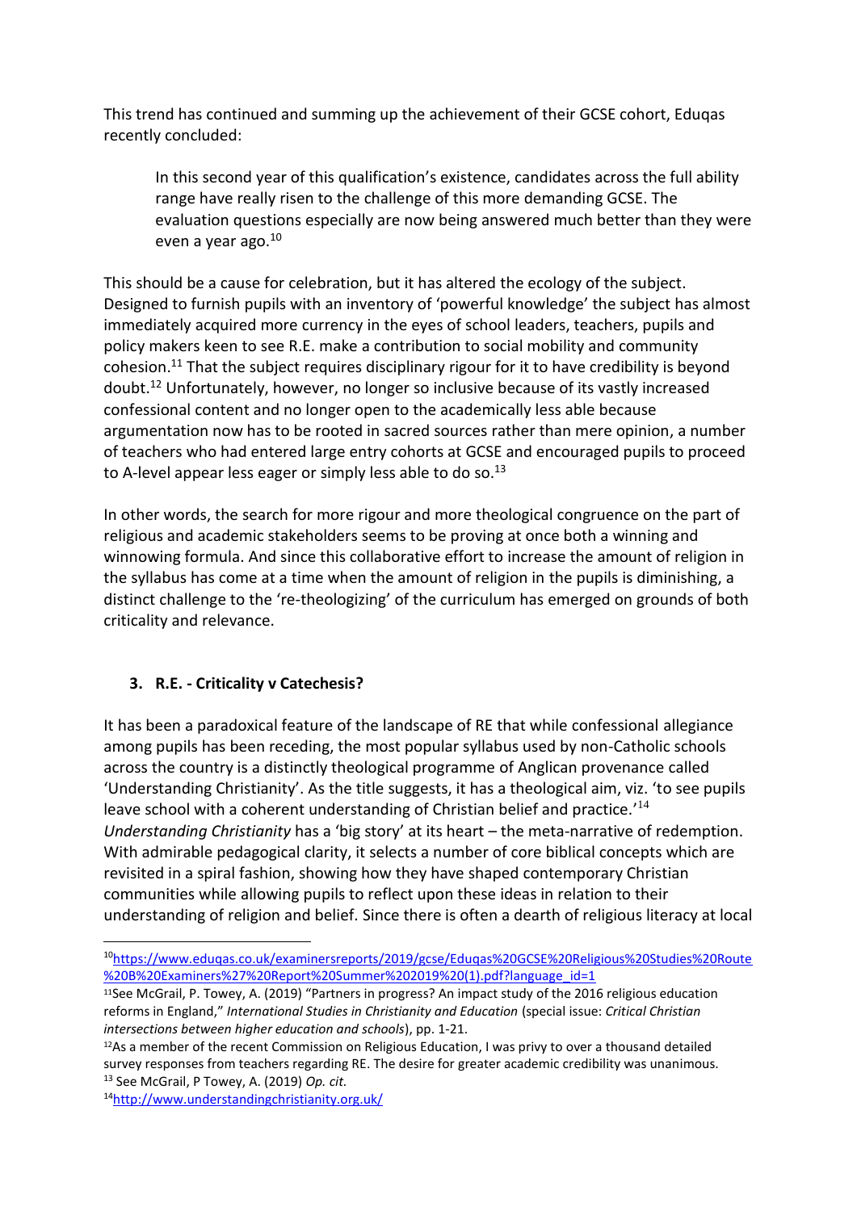This trend has continued and summing up the achievement of their GCSE cohort, Eduqas recently concluded:

> In this second year of this qualification's existence, candidates across the full ability range have really risen to the challenge of this more demanding GCSE. The evaluation questions especially are now being answered much better than they were even a year ago.[10]

This should be a cause for celebration, but it has altered the ecology of the subject. Designed to furnish pupils with an inventory of 'powerful knowledge' the subject has almost immediately acquired more currency in the eyes of school leaders, teachers, pupils and policy makers keen to see R.E. make a contribution to social mobility and community cohesion.[11] That the subject requires disciplinary rigour for it to have credibility is beyond doubt.[12] Unfortunately, however, no longer so inclusive because of its vastly increased confessional content and no longer open to the academically less able because argumentation now has to be rooted in sacred sources rather than mere opinion, a number of teachers who had entered large entry cohorts at GCSE and encouraged pupils to proceed to A-level appear less eager or simply less able to do so.[13]

In other words, the search for more rigour and more theological congruence on the part of religious and academic stakeholders seems to be proving at once both a winning and winnowing formula. And since this collaborative effort to increase the amount of religion in the syllabus has come at a time when the amount of religion in the pupils is diminishing, a distinct challenge to the 're-theologizing' of the curriculum has emerged on grounds of both criticality and relevance.

## 3. R.E. - Criticality v Catechesis?

It has been a paradoxical feature of the landscape of RE that while confessional allegiance among pupils has been receding, the most popular syllabus used by non-Catholic schools across the country is a distinctly theological programme of Anglican provenance called 'Understanding Christianity'. As the title suggests, it has a theological aim, viz. 'to see pupils leave school with a coherent understanding of Christian belief and practice.'[14] *Understanding Christianity* has a 'big story' at its heart – the meta-narrative of redemption. With admirable pedagogical clarity, it selects a number of core biblical concepts which are revisited in a spiral fashion, showing how they have shaped contemporary Christian communities while allowing pupils to reflect upon these ideas in relation to their understanding of religion and belief. Since there is often a dearth of religious literacy at local

---

[10] https://www.eduqas.co.uk/examinersreports/2019/gcse/Eduqas%20GCSE%20Religious%20Studies%20Route%20B%20Examiners%27%20Report%20Summer%202019%20(1).pdf?language_id=1

[11] See McGrail, P. Towey, A. (2019) "Partners in progress? An impact study of the 2016 religious education reforms in England," *International Studies in Christianity and Education* (special issue: *Critical Christian intersections between higher education and schools*), pp. 1-21.

[12] As a member of the recent Commission on Religious Education, I was privy to over a thousand detailed survey responses from teachers regarding RE. The desire for greater academic credibility was unanimous.

[13] See McGrail, P Towey, A. (2019) *Op. cit.*

[14] http://www.understandingchristianity.org.uk/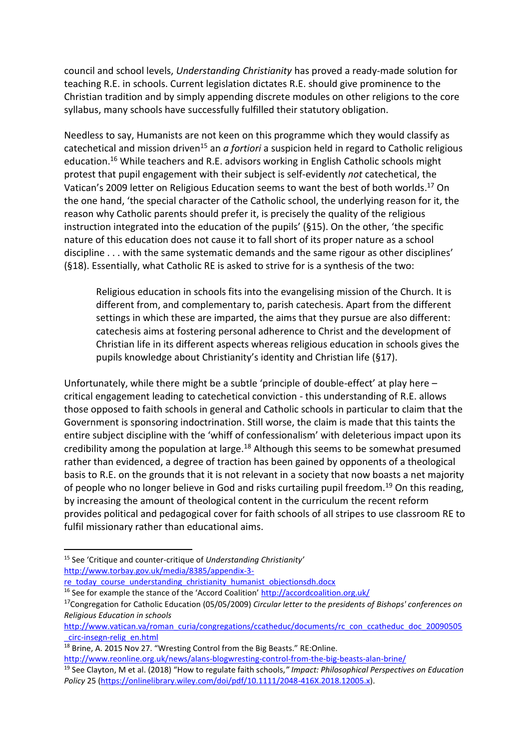council and school levels, *Understanding Christianity* has proved a ready-made solution for teaching R.E. in schools. Current legislation dictates R.E. should give prominence to the Christian tradition and by simply appending discrete modules on other religions to the core syllabus, many schools have successfully fulfilled their statutory obligation.

Needless to say, Humanists are not keen on this programme which they would classify as catechetical and mission driven[15] an *a fortiori* a suspicion held in regard to Catholic religious education.[16] While teachers and R.E. advisors working in English Catholic schools might protest that pupil engagement with their subject is self-evidently *not* catechetical, the Vatican's 2009 letter on Religious Education seems to want the best of both worlds.[17] On the one hand, 'the special character of the Catholic school, the underlying reason for it, the reason why Catholic parents should prefer it, is precisely the quality of the religious instruction integrated into the education of the pupils' (§15). On the other, 'the specific nature of this education does not cause it to fall short of its proper nature as a school discipline . . . with the same systematic demands and the same rigour as other disciplines' (§18). Essentially, what Catholic RE is asked to strive for is a synthesis of the two:

> Religious education in schools fits into the evangelising mission of the Church. It is different from, and complementary to, parish catechesis. Apart from the different settings in which these are imparted, the aims that they pursue are also different: catechesis aims at fostering personal adherence to Christ and the development of Christian life in its different aspects whereas religious education in schools gives the pupils knowledge about Christianity's identity and Christian life (§17).

Unfortunately, while there might be a subtle 'principle of double-effect' at play here – critical engagement leading to catechetical conviction - this understanding of R.E. allows those opposed to faith schools in general and Catholic schools in particular to claim that the Government is sponsoring indoctrination. Still worse, the claim is made that this taints the entire subject discipline with the 'whiff of confessionalism' with deleterious impact upon its credibility among the population at large.[18] Although this seems to be somewhat presumed rather than evidenced, a degree of traction has been gained by opponents of a theological basis to R.E. on the grounds that it is not relevant in a society that now boasts a net majority of people who no longer believe in God and risks curtailing pupil freedom.[19] On this reading, by increasing the amount of theological content in the curriculum the recent reform provides political and pedagogical cover for faith schools of all stripes to use classroom RE to fulfil missionary rather than educational aims.

---

[15] See 'Critique and counter-critique of *Understanding Christianity*' http://www.torbay.gov.uk/media/8385/appendix-3-re_today_course_understanding_christianity_humanist_objectionsdh.docx

[16] See for example the stance of the 'Accord Coalition' http://accordcoalition.org.uk/

[17] Congregation for Catholic Education (05/05/2009) *Circular letter to the presidents of Bishops' conferences on Religious Education in schools* http://www.vatican.va/roman_curia/congregations/ccatheduc/documents/rc_con_ccatheduc_doc_20090505_circ-insegn-relig_en.html

[18] Brine, A. 2015 Nov 27. "Wresting Control from the Big Beasts." RE:Online. http://www.reonline.org.uk/news/alans-blogwresting-control-from-the-big-beasts-alan-brine/

[19] See Clayton, M et al. (2018) "How to regulate faith schools,*" Impact: Philosophical Perspectives on Education Policy* 25 (https://onlinelibrary.wiley.com/doi/pdf/10.1111/2048-416X.2018.12005.x).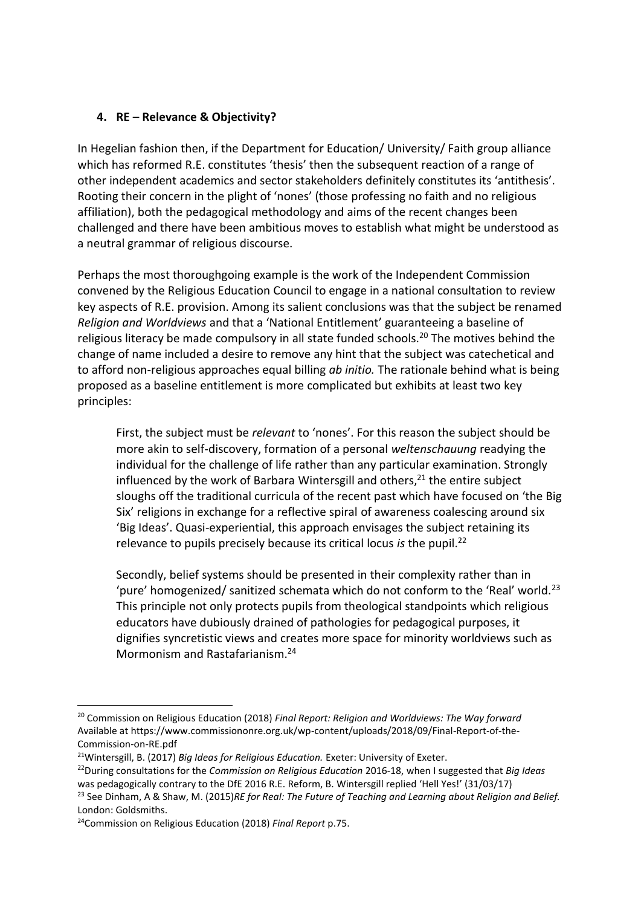#### 4. RE – Relevance & Objectivity?

In Hegelian fashion then, if the Department for Education/ University/ Faith group alliance which has reformed R.E. constitutes 'thesis' then the subsequent reaction of a range of other independent academics and sector stakeholders definitely constitutes its 'antithesis'. Rooting their concern in the plight of 'nones' (those professing no faith and no religious affiliation), both the pedagogical methodology and aims of the recent changes been challenged and there have been ambitious moves to establish what might be understood as a neutral grammar of religious discourse.

Perhaps the most thoroughgoing example is the work of the Independent Commission convened by the Religious Education Council to engage in a national consultation to review key aspects of R.E. provision. Among its salient conclusions was that the subject be renamed *Religion and Worldviews* and that a 'National Entitlement' guaranteeing a baseline of religious literacy be made compulsory in all state funded schools.[20] The motives behind the change of name included a desire to remove any hint that the subject was catechetical and to afford non-religious approaches equal billing *ab initio.* The rationale behind what is being proposed as a baseline entitlement is more complicated but exhibits at least two key principles:

> First, the subject must be *relevant* to 'nones'. For this reason the subject should be more akin to self-discovery, formation of a personal *weltenschauung* readying the individual for the challenge of life rather than any particular examination. Strongly influenced by the work of Barbara Wintersgill and others,[21] the entire subject sloughs off the traditional curricula of the recent past which have focused on 'the Big Six' religions in exchange for a reflective spiral of awareness coalescing around six 'Big Ideas'. Quasi-experiential, this approach envisages the subject retaining its relevance to pupils precisely because its critical locus *is* the pupil.[22]
>
> Secondly, belief systems should be presented in their complexity rather than in 'pure' homogenized/ sanitized schemata which do not conform to the 'Real' world.[23] This principle not only protects pupils from theological standpoints which religious educators have dubiously drained of pathologies for pedagogical purposes, it dignifies syncretistic views and creates more space for minority worldviews such as Mormonism and Rastafarianism.[24]

---

[20] Commission on Religious Education (2018) *Final Report: Religion and Worldviews: The Way forward* Available at https://www.commissiononre.org.uk/wp-content/uploads/2018/09/Final-Report-of-the-Commission-on-RE.pdf

[21] Wintersgill, B. (2017) *Big Ideas for Religious Education.* Exeter: University of Exeter.

[22] During consultations for the *Commission on Religious Education* 2016-18, when I suggested that *Big Ideas* was pedagogically contrary to the DfE 2016 R.E. Reform, B. Wintersgill replied 'Hell Yes!' (31/03/17)

[23] See Dinham, A & Shaw, M. (2015) *RE for Real: The Future of Teaching and Learning about Religion and Belief.* London: Goldsmiths.

[24] Commission on Religious Education (2018) *Final Report* p.75.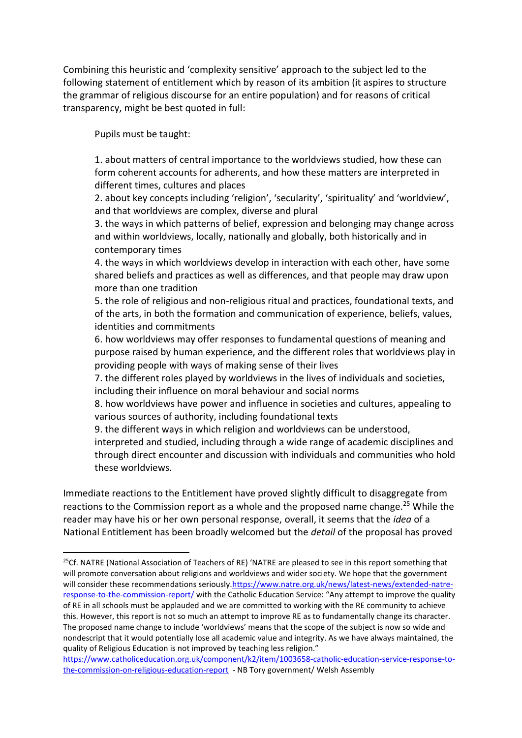Combining this heuristic and 'complexity sensitive' approach to the subject led to the following statement of entitlement which by reason of its ambition (it aspires to structure the grammar of religious discourse for an entire population) and for reasons of critical transparency, might be best quoted in full:

> Pupils must be taught:
>
> 1. about matters of central importance to the worldviews studied, how these can form coherent accounts for adherents, and how these matters are interpreted in different times, cultures and places
> 2. about key concepts including 'religion', 'secularity', 'spirituality' and 'worldview', and that worldviews are complex, diverse and plural
> 3. the ways in which patterns of belief, expression and belonging may change across and within worldviews, locally, nationally and globally, both historically and in contemporary times
> 4. the ways in which worldviews develop in interaction with each other, have some shared beliefs and practices as well as differences, and that people may draw upon more than one tradition
> 5. the role of religious and non-religious ritual and practices, foundational texts, and of the arts, in both the formation and communication of experience, beliefs, values, identities and commitments
> 6. how worldviews may offer responses to fundamental questions of meaning and purpose raised by human experience, and the different roles that worldviews play in providing people with ways of making sense of their lives
> 7. the different roles played by worldviews in the lives of individuals and societies, including their influence on moral behaviour and social norms
> 8. how worldviews have power and influence in societies and cultures, appealing to various sources of authority, including foundational texts
> 9. the different ways in which religion and worldviews can be understood, interpreted and studied, including through a wide range of academic disciplines and through direct encounter and discussion with individuals and communities who hold these worldviews.

Immediate reactions to the Entitlement have proved slightly difficult to disaggregate from reactions to the Commission report as a whole and the proposed name change.[25] While the reader may have his or her own personal response, overall, it seems that the *idea* of a National Entitlement has been broadly welcomed but the *detail* of the proposal has proved

---

[25] Cf. NATRE (National Association of Teachers of RE) 'NATRE are pleased to see in this report something that will promote conversation about religions and worldviews and wider society. We hope that the government will consider these recommendations seriously.https://www.natre.org.uk/news/latest-news/extended-natre-response-to-the-commission-report/ with the Catholic Education Service: "Any attempt to improve the quality of RE in all schools must be applauded and we are committed to working with the RE community to achieve this. However, this report is not so much an attempt to improve RE as to fundamentally change its character. The proposed name change to include 'worldviews' means that the scope of the subject is now so wide and nondescript that it would potentially lose all academic value and integrity. As we have always maintained, the quality of Religious Education is not improved by teaching less religion." https://www.catholiceducation.org.uk/component/k2/item/1003658-catholic-education-service-response-to-the-commission-on-religious-education-report - NB Tory government/ Welsh Assembly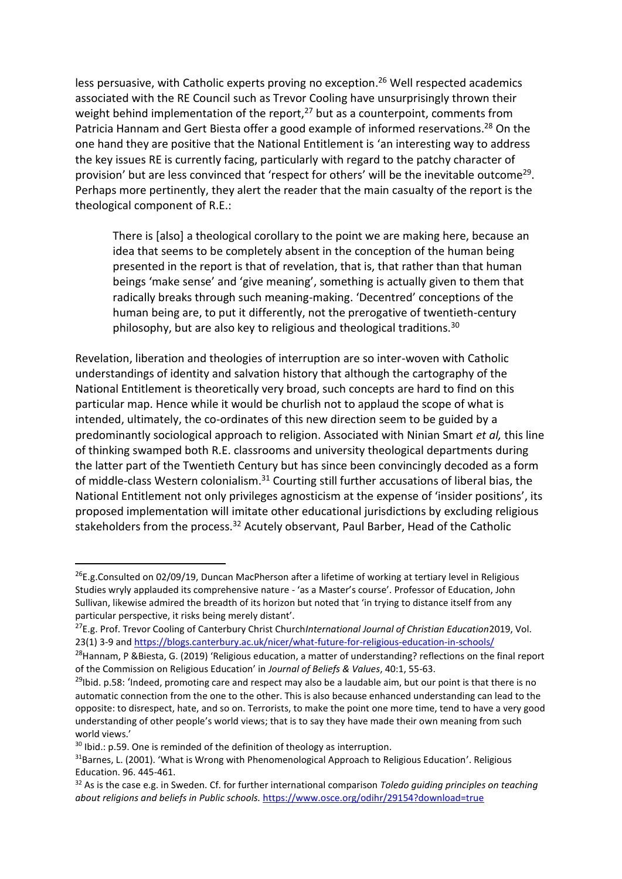less persuasive, with Catholic experts proving no exception.[26] Well respected academics associated with the RE Council such as Trevor Cooling have unsurprisingly thrown their weight behind implementation of the report,[27] but as a counterpoint, comments from Patricia Hannam and Gert Biesta offer a good example of informed reservations.[28] On the one hand they are positive that the National Entitlement is 'an interesting way to address the key issues RE is currently facing, particularly with regard to the patchy character of provision' but are less convinced that 'respect for others' will be the inevitable outcome[29]. Perhaps more pertinently, they alert the reader that the main casualty of the report is the theological component of R.E.:

> There is [also] a theological corollary to the point we are making here, because an idea that seems to be completely absent in the conception of the human being presented in the report is that of revelation, that is, that rather than that human beings 'make sense' and 'give meaning', something is actually given to them that radically breaks through such meaning-making. 'Decentred' conceptions of the human being are, to put it differently, not the prerogative of twentieth-century philosophy, but are also key to religious and theological traditions.[30]

Revelation, liberation and theologies of interruption are so inter-woven with Catholic understandings of identity and salvation history that although the cartography of the National Entitlement is theoretically very broad, such concepts are hard to find on this particular map. Hence while it would be churlish not to applaud the scope of what is intended, ultimately, the co-ordinates of this new direction seem to be guided by a predominantly sociological approach to religion. Associated with Ninian Smart *et al,* this line of thinking swamped both R.E. classrooms and university theological departments during the latter part of the Twentieth Century but has since been convincingly decoded as a form of middle-class Western colonialism.[31] Courting still further accusations of liberal bias, the National Entitlement not only privileges agnosticism at the expense of 'insider positions', its proposed implementation will imitate other educational jurisdictions by excluding religious stakeholders from the process.[32] Acutely observant, Paul Barber, Head of the Catholic

---

[26] E.g.Consulted on 02/09/19, Duncan MacPherson after a lifetime of working at tertiary level in Religious Studies wryly applauded its comprehensive nature - 'as a Master's course'. Professor of Education, John Sullivan, likewise admired the breadth of its horizon but noted that 'in trying to distance itself from any particular perspective, it risks being merely distant'.

[27] E.g. Prof. Trevor Cooling of Canterbury Christ Church*International Journal of Christian Education*2019, Vol. 23(1) 3-9 and https://blogs.canterbury.ac.uk/nicer/what-future-for-religious-education-in-schools/

[28] Hannam, P &Biesta, G. (2019) 'Religious education, a matter of understanding? reflections on the final report of the Commission on Religious Education' in *Journal of Beliefs & Values*, 40:1, 55-63.

[29] Ibid. p.58: 'Indeed, promoting care and respect may also be a laudable aim, but our point is that there is no automatic connection from the one to the other. This is also because enhanced understanding can lead to the opposite: to disrespect, hate, and so on. Terrorists, to make the point one more time, tend to have a very good understanding of other people's world views; that is to say they have made their own meaning from such world views.'

[30] Ibid.: p.59. One is reminded of the definition of theology as interruption.

[31] Barnes, L. (2001). 'What is Wrong with Phenomenological Approach to Religious Education'. Religious Education. 96. 445-461.

[32] As is the case e.g. in Sweden. Cf. for further international comparison *Toledo guiding principles on teaching about religions and beliefs in Public schools.* https://www.osce.org/odihr/29154?download=true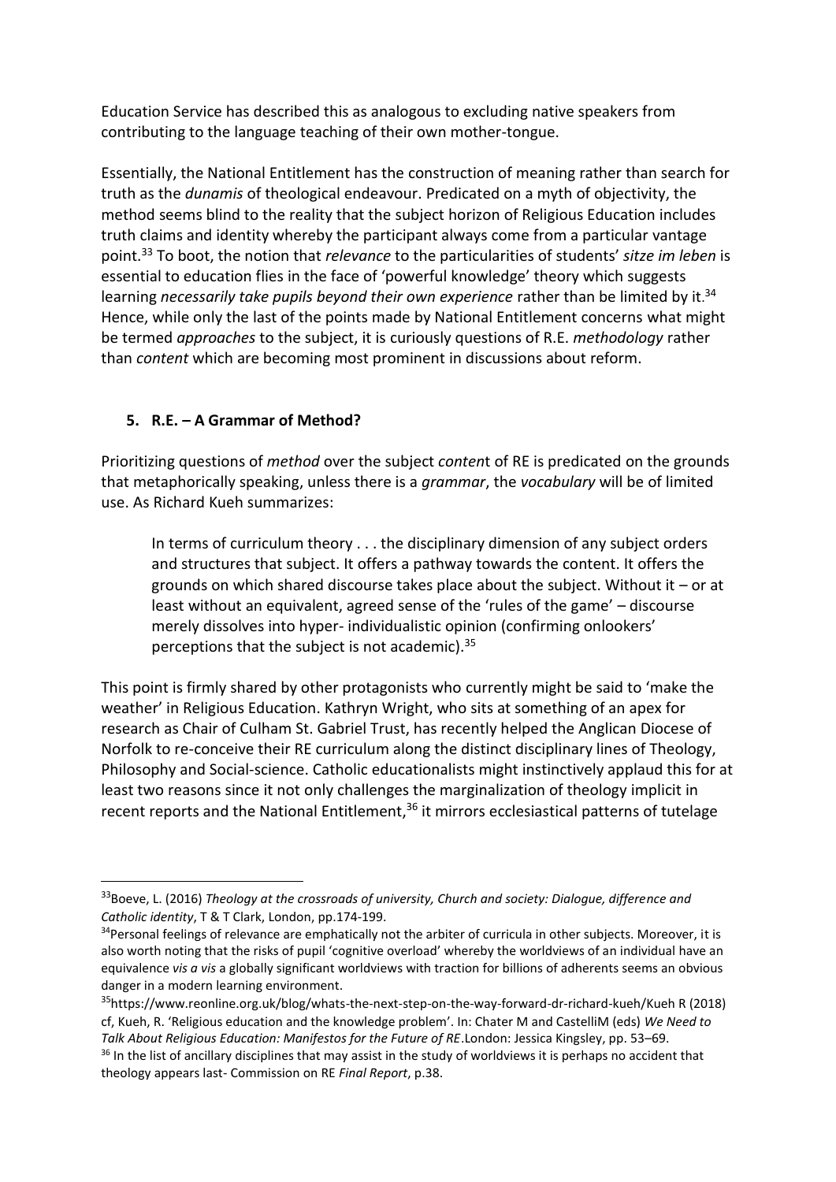Education Service has described this as analogous to excluding native speakers from contributing to the language teaching of their own mother-tongue.

Essentially, the National Entitlement has the construction of meaning rather than search for truth as the *dunamis* of theological endeavour. Predicated on a myth of objectivity, the method seems blind to the reality that the subject horizon of Religious Education includes truth claims and identity whereby the participant always come from a particular vantage point.[33] To boot, the notion that *relevance* to the particularities of students' *sitze im leben* is essential to education flies in the face of 'powerful knowledge' theory which suggests learning *necessarily take pupils beyond their own experience* rather than be limited by it.[34] Hence, while only the last of the points made by National Entitlement concerns what might be termed *approaches* to the subject, it is curiously questions of R.E. *methodology* rather than *content* which are becoming most prominent in discussions about reform.

## 5. R.E. – A Grammar of Method?

Prioritizing questions of *method* over the subject *content* of RE is predicated on the grounds that metaphorically speaking, unless there is a *grammar*, the *vocabulary* will be of limited use. As Richard Kueh summarizes:

> In terms of curriculum theory . . . the disciplinary dimension of any subject orders and structures that subject. It offers a pathway towards the content. It offers the grounds on which shared discourse takes place about the subject. Without it – or at least without an equivalent, agreed sense of the 'rules of the game' – discourse merely dissolves into hyper- individualistic opinion (confirming onlookers' perceptions that the subject is not academic).[35]

This point is firmly shared by other protagonists who currently might be said to 'make the weather' in Religious Education. Kathryn Wright, who sits at something of an apex for research as Chair of Culham St. Gabriel Trust, has recently helped the Anglican Diocese of Norfolk to re-conceive their RE curriculum along the distinct disciplinary lines of Theology, Philosophy and Social-science. Catholic educationalists might instinctively applaud this for at least two reasons since it not only challenges the marginalization of theology implicit in recent reports and the National Entitlement,[36] it mirrors ecclesiastical patterns of tutelage

---

[33] Boeve, L. (2016) *Theology at the crossroads of university, Church and society: Dialogue, difference and Catholic identity*, T & T Clark, London, pp.174-199.

[34] Personal feelings of relevance are emphatically not the arbiter of curricula in other subjects. Moreover, it is also worth noting that the risks of pupil 'cognitive overload' whereby the worldviews of an individual have an equivalence *vis a vis* a globally significant worldviews with traction for billions of adherents seems an obvious danger in a modern learning environment.

[35] https://www.reonline.org.uk/blog/whats-the-next-step-on-the-way-forward-dr-richard-kueh/Kueh R (2018) cf, Kueh, R. 'Religious education and the knowledge problem'. In: Chater M and CastelliM (eds) *We Need to Talk About Religious Education: Manifestos for the Future of RE*.London: Jessica Kingsley, pp. 53–69.

[36] In the list of ancillary disciplines that may assist in the study of worldviews it is perhaps no accident that theology appears last- Commission on RE *Final Report*, p.38.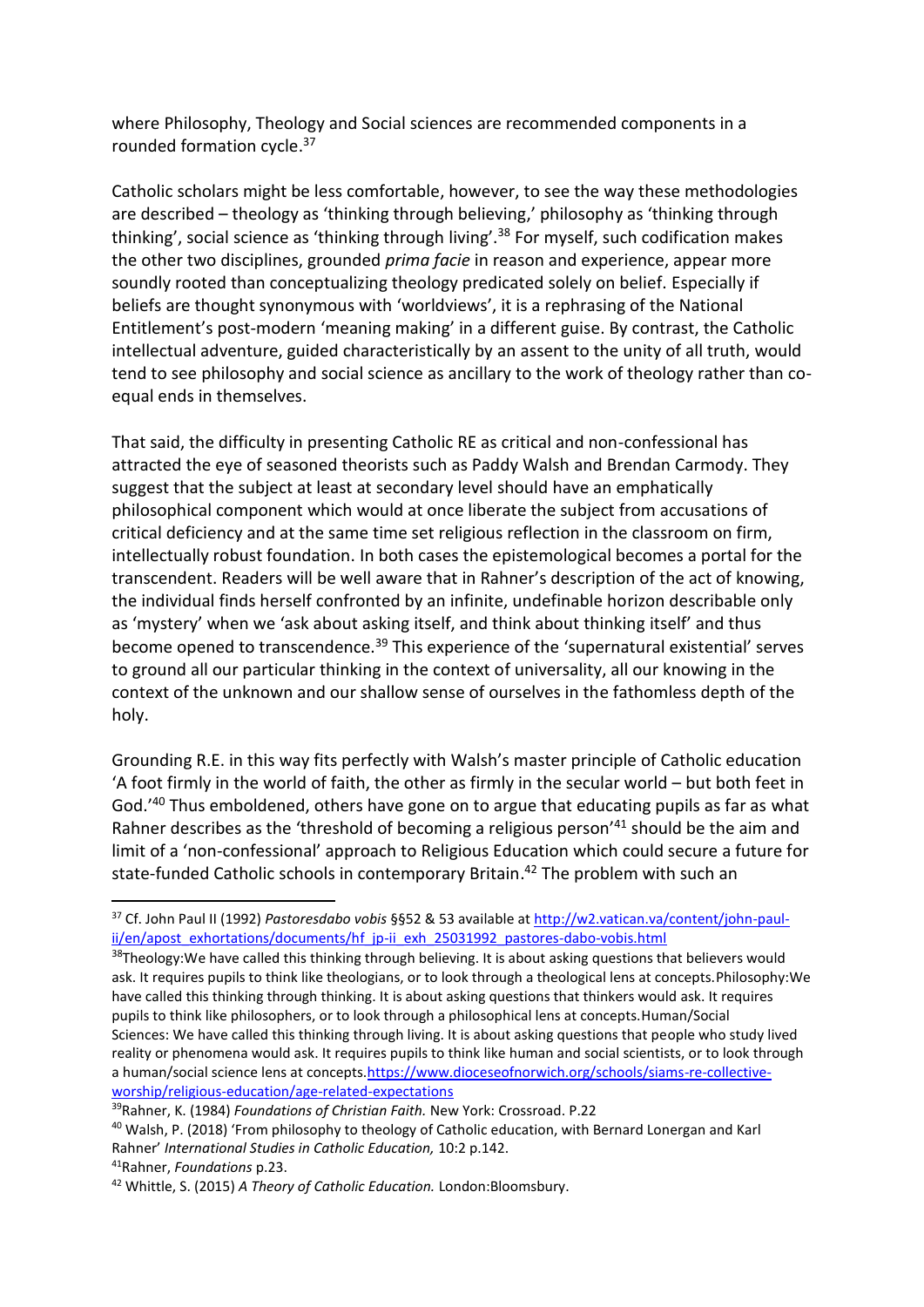where Philosophy, Theology and Social sciences are recommended components in a rounded formation cycle.[37]

Catholic scholars might be less comfortable, however, to see the way these methodologies are described – theology as 'thinking through believing,' philosophy as 'thinking through thinking', social science as 'thinking through living'.[38] For myself, such codification makes the other two disciplines, grounded *prima facie* in reason and experience, appear more soundly rooted than conceptualizing theology predicated solely on belief. Especially if beliefs are thought synonymous with 'worldviews', it is a rephrasing of the National Entitlement's post-modern 'meaning making' in a different guise. By contrast, the Catholic intellectual adventure, guided characteristically by an assent to the unity of all truth, would tend to see philosophy and social science as ancillary to the work of theology rather than co-equal ends in themselves.

That said, the difficulty in presenting Catholic RE as critical and non-confessional has attracted the eye of seasoned theorists such as Paddy Walsh and Brendan Carmody. They suggest that the subject at least at secondary level should have an emphatically philosophical component which would at once liberate the subject from accusations of critical deficiency and at the same time set religious reflection in the classroom on firm, intellectually robust foundation. In both cases the epistemological becomes a portal for the transcendent. Readers will be well aware that in Rahner's description of the act of knowing, the individual finds herself confronted by an infinite, undefinable horizon describable only as 'mystery' when we 'ask about asking itself, and think about thinking itself' and thus become opened to transcendence.[39] This experience of the 'supernatural existential' serves to ground all our particular thinking in the context of universality, all our knowing in the context of the unknown and our shallow sense of ourselves in the fathomless depth of the holy.

Grounding R.E. in this way fits perfectly with Walsh's master principle of Catholic education 'A foot firmly in the world of faith, the other as firmly in the secular world – but both feet in God.'[40] Thus emboldened, others have gone on to argue that educating pupils as far as what Rahner describes as the 'threshold of becoming a religious person'[41] should be the aim and limit of a 'non-confessional' approach to Religious Education which could secure a future for state-funded Catholic schools in contemporary Britain.[42] The problem with such an

---

[37] Cf. John Paul II (1992) *Pastoresdabo vobis* §§52 & 53 available at http://w2.vatican.va/content/john-paul-ii/en/apost_exhortations/documents/hf_jp-ii_exh_25031992_pastores-dabo-vobis.html

[38] Theology:We have called this thinking through believing. It is about asking questions that believers would ask. It requires pupils to think like theologians, or to look through a theological lens at concepts.Philosophy:We have called this thinking through thinking. It is about asking questions that thinkers would ask. It requires pupils to think like philosophers, or to look through a philosophical lens at concepts.Human/Social Sciences: We have called this thinking through living. It is about asking questions that people who study lived reality or phenomena would ask. It requires pupils to think like human and social scientists, or to look through a human/social science lens at concepts.https://www.dioceseofnorwich.org/schools/siams-re-collective-worship/religious-education/age-related-expectations

[39] Rahner, K. (1984) *Foundations of Christian Faith.* New York: Crossroad. P.22

[40] Walsh, P. (2018) 'From philosophy to theology of Catholic education, with Bernard Lonergan and Karl Rahner' *International Studies in Catholic Education,* 10:2 p.142.

[41] Rahner, *Foundations* p.23.

[42] Whittle, S. (2015) *A Theory of Catholic Education.* London:Bloomsbury.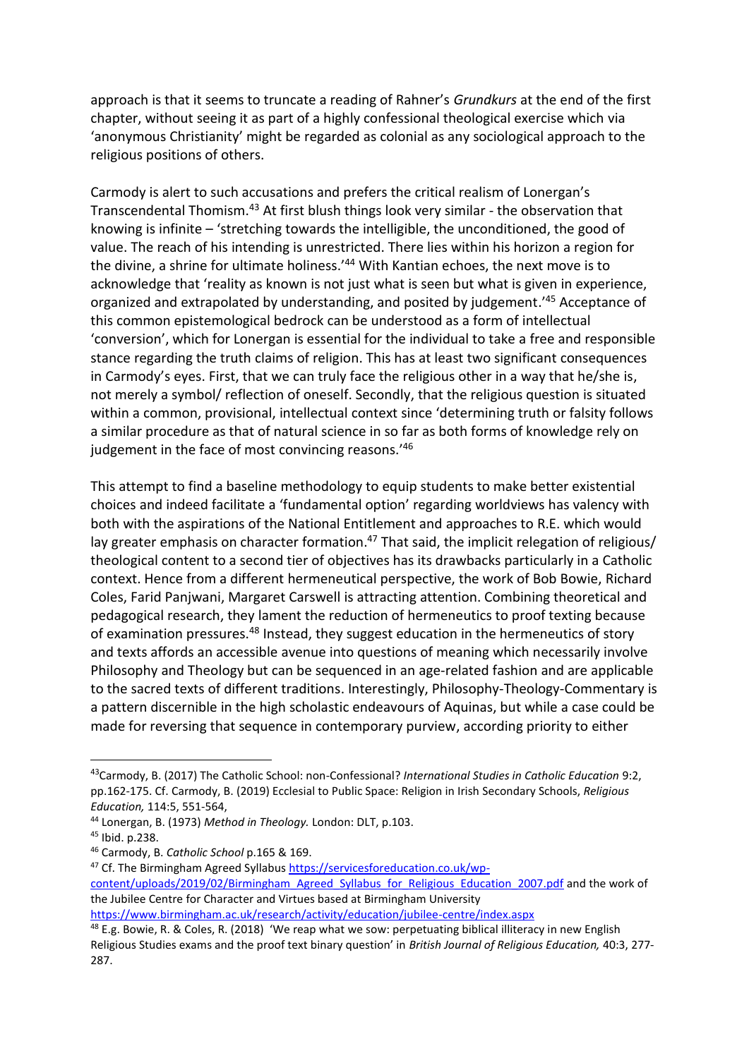approach is that it seems to truncate a reading of Rahner's *Grundkurs* at the end of the first chapter, without seeing it as part of a highly confessional theological exercise which via 'anonymous Christianity' might be regarded as colonial as any sociological approach to the religious positions of others.

Carmody is alert to such accusations and prefers the critical realism of Lonergan's Transcendental Thomism.[43] At first blush things look very similar - the observation that knowing is infinite – 'stretching towards the intelligible, the unconditioned, the good of value. The reach of his intending is unrestricted. There lies within his horizon a region for the divine, a shrine for ultimate holiness.'[44] With Kantian echoes, the next move is to acknowledge that 'reality as known is not just what is seen but what is given in experience, organized and extrapolated by understanding, and posited by judgement.'[45] Acceptance of this common epistemological bedrock can be understood as a form of intellectual 'conversion', which for Lonergan is essential for the individual to take a free and responsible stance regarding the truth claims of religion. This has at least two significant consequences in Carmody's eyes. First, that we can truly face the religious other in a way that he/she is, not merely a symbol/ reflection of oneself. Secondly, that the religious question is situated within a common, provisional, intellectual context since 'determining truth or falsity follows a similar procedure as that of natural science in so far as both forms of knowledge rely on judgement in the face of most convincing reasons.'[46]

This attempt to find a baseline methodology to equip students to make better existential choices and indeed facilitate a 'fundamental option' regarding worldviews has valency with both with the aspirations of the National Entitlement and approaches to R.E. which would lay greater emphasis on character formation.[47] That said, the implicit relegation of religious/ theological content to a second tier of objectives has its drawbacks particularly in a Catholic context. Hence from a different hermeneutical perspective, the work of Bob Bowie, Richard Coles, Farid Panjwani, Margaret Carswell is attracting attention. Combining theoretical and pedagogical research, they lament the reduction of hermeneutics to proof texting because of examination pressures.[48] Instead, they suggest education in the hermeneutics of story and texts affords an accessible avenue into questions of meaning which necessarily involve Philosophy and Theology but can be sequenced in an age-related fashion and are applicable to the sacred texts of different traditions. Interestingly, Philosophy-Theology-Commentary is a pattern discernible in the high scholastic endeavours of Aquinas, but while a case could be made for reversing that sequence in contemporary purview, according priority to either

---

[43] Carmody, B. (2017) The Catholic School: non-Confessional? *International Studies in Catholic Education* 9:2, pp.162-175. Cf. Carmody, B. (2019) Ecclesial to Public Space: Religion in Irish Secondary Schools, *Religious Education,* 114:5, 551-564,

[44] Lonergan, B. (1973) *Method in Theology.* London: DLT, p.103.

[45] Ibid. p.238.

[46] Carmody, B. *Catholic School* p.165 & 169.

[47] Cf. The Birmingham Agreed Syllabus https://servicesforeducation.co.uk/wp-content/uploads/2019/02/Birmingham_Agreed_Syllabus_for_Religious_Education_2007.pdf and the work of the Jubilee Centre for Character and Virtues based at Birmingham University https://www.birmingham.ac.uk/research/activity/education/jubilee-centre/index.aspx

[48] E.g. Bowie, R. & Coles, R. (2018) 'We reap what we sow: perpetuating biblical illiteracy in new English Religious Studies exams and the proof text binary question' in *British Journal of Religious Education,* 40:3, 277-287.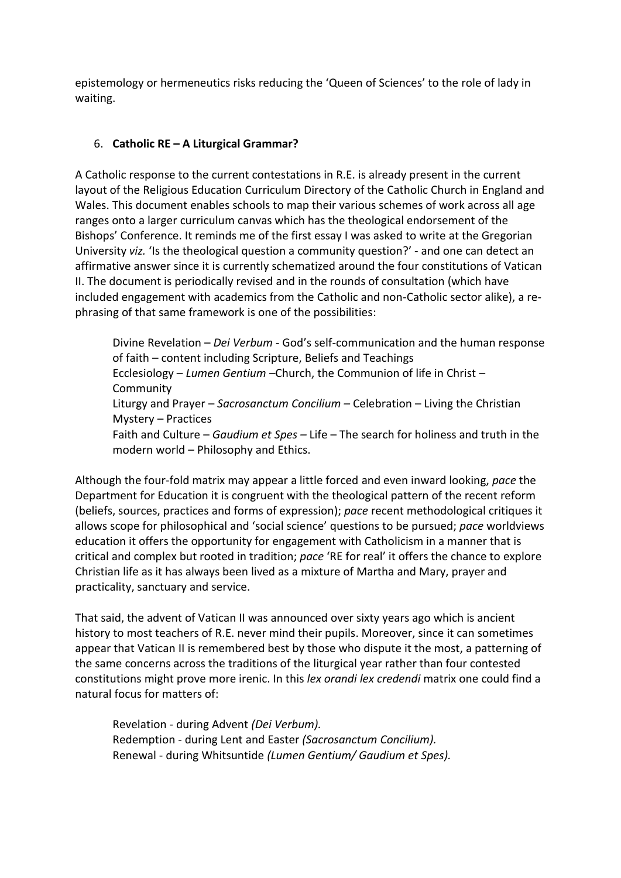epistemology or hermeneutics risks reducing the 'Queen of Sciences' to the role of lady in waiting.

## 6. **Catholic RE – A Liturgical Grammar?**

A Catholic response to the current contestations in R.E. is already present in the current layout of the Religious Education Curriculum Directory of the Catholic Church in England and Wales. This document enables schools to map their various schemes of work across all age ranges onto a larger curriculum canvas which has the theological endorsement of the Bishops' Conference. It reminds me of the first essay I was asked to write at the Gregorian University *viz.* 'Is the theological question a community question?' - and one can detect an affirmative answer since it is currently schematized around the four constitutions of Vatican II. The document is periodically revised and in the rounds of consultation (which have included engagement with academics from the Catholic and non-Catholic sector alike), a re-phrasing of that same framework is one of the possibilities:

> Divine Revelation – *Dei Verbum* - God's self-communication and the human response of faith – content including Scripture, Beliefs and Teachings
> Ecclesiology – *Lumen Gentium* –Church, the Communion of life in Christ – Community
> Liturgy and Prayer – *Sacrosanctum Concilium* – Celebration – Living the Christian Mystery – Practices
> Faith and Culture – *Gaudium et Spes* – Life – The search for holiness and truth in the modern world – Philosophy and Ethics.

Although the four-fold matrix may appear a little forced and even inward looking, *pace* the Department for Education it is congruent with the theological pattern of the recent reform (beliefs, sources, practices and forms of expression); *pace* recent methodological critiques it allows scope for philosophical and 'social science' questions to be pursued; *pace* worldviews education it offers the opportunity for engagement with Catholicism in a manner that is critical and complex but rooted in tradition; *pace* 'RE for real' it offers the chance to explore Christian life as it has always been lived as a mixture of Martha and Mary, prayer and practicality, sanctuary and service.

That said, the advent of Vatican II was announced over sixty years ago which is ancient history to most teachers of R.E. never mind their pupils. Moreover, since it can sometimes appear that Vatican II is remembered best by those who dispute it the most, a patterning of the same concerns across the traditions of the liturgical year rather than four contested constitutions might prove more irenic. In this *lex orandi lex credendi* matrix one could find a natural focus for matters of:

> Revelation - during Advent *(Dei Verbum).*
> Redemption - during Lent and Easter *(Sacrosanctum Concilium).*
> Renewal - during Whitsuntide *(Lumen Gentium/ Gaudium et Spes).*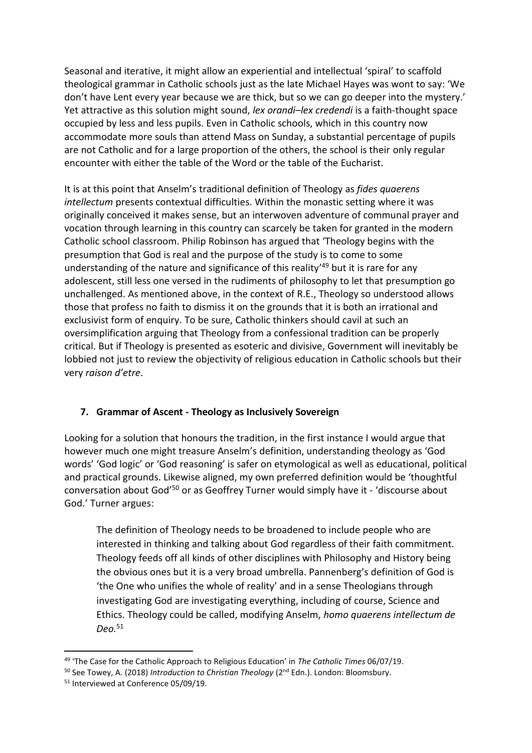Seasonal and iterative, it might allow an experiential and intellectual 'spiral' to scaffold theological grammar in Catholic schools just as the late Michael Hayes was wont to say: 'We don't have Lent every year because we are thick, but so we can go deeper into the mystery.' Yet attractive as this solution might sound, *lex orandi–lex credendi* is a faith-thought space occupied by less and less pupils. Even in Catholic schools, which in this country now accommodate more souls than attend Mass on Sunday, a substantial percentage of pupils are not Catholic and for a large proportion of the others, the school is their only regular encounter with either the table of the Word or the table of the Eucharist.

It is at this point that Anselm's traditional definition of Theology as *fides quaerens intellectum* presents contextual difficulties. Within the monastic setting where it was originally conceived it makes sense, but an interwoven adventure of communal prayer and vocation through learning in this country can scarcely be taken for granted in the modern Catholic school classroom. Philip Robinson has argued that 'Theology begins with the presumption that God is real and the purpose of the study is to come to some understanding of the nature and significance of this reality'[49] but it is rare for any adolescent, still less one versed in the rudiments of philosophy to let that presumption go unchallenged. As mentioned above, in the context of R.E., Theology so understood allows those that profess no faith to dismiss it on the grounds that it is both an irrational and exclusivist form of enquiry. To be sure, Catholic thinkers should cavil at such an oversimplification arguing that Theology from a confessional tradition can be properly critical. But if Theology is presented as esoteric and divisive, Government will inevitably be lobbied not just to review the objectivity of religious education in Catholic schools but their very *raison d'etre*.

## 7. Grammar of Ascent - Theology as Inclusively Sovereign

Looking for a solution that honours the tradition, in the first instance I would argue that however much one might treasure Anselm's definition, understanding theology as 'God words' 'God logic' or 'God reasoning' is safer on etymological as well as educational, political and practical grounds. Likewise aligned, my own preferred definition would be 'thoughtful conversation about God'[50] or as Geoffrey Turner would simply have it - 'discourse about God.' Turner argues:

> The definition of Theology needs to be broadened to include people who are interested in thinking and talking about God regardless of their faith commitment. Theology feeds off all kinds of other disciplines with Philosophy and History being the obvious ones but it is a very broad umbrella. Pannenberg's definition of God is 'the One who unifies the whole of reality' and in a sense Theologians through investigating God are investigating everything, including of course, Science and Ethics. Theology could be called, modifying Anselm, *homo quaerens intellectum de Deo*.[51]

---

[49] 'The Case for the Catholic Approach to Religious Education' in *The Catholic Times* 06/07/19.

[50] See Towey, A. (2018) *Introduction to Christian Theology* (2nd Edn.). London: Bloomsbury.

[51] Interviewed at Conference 05/09/19.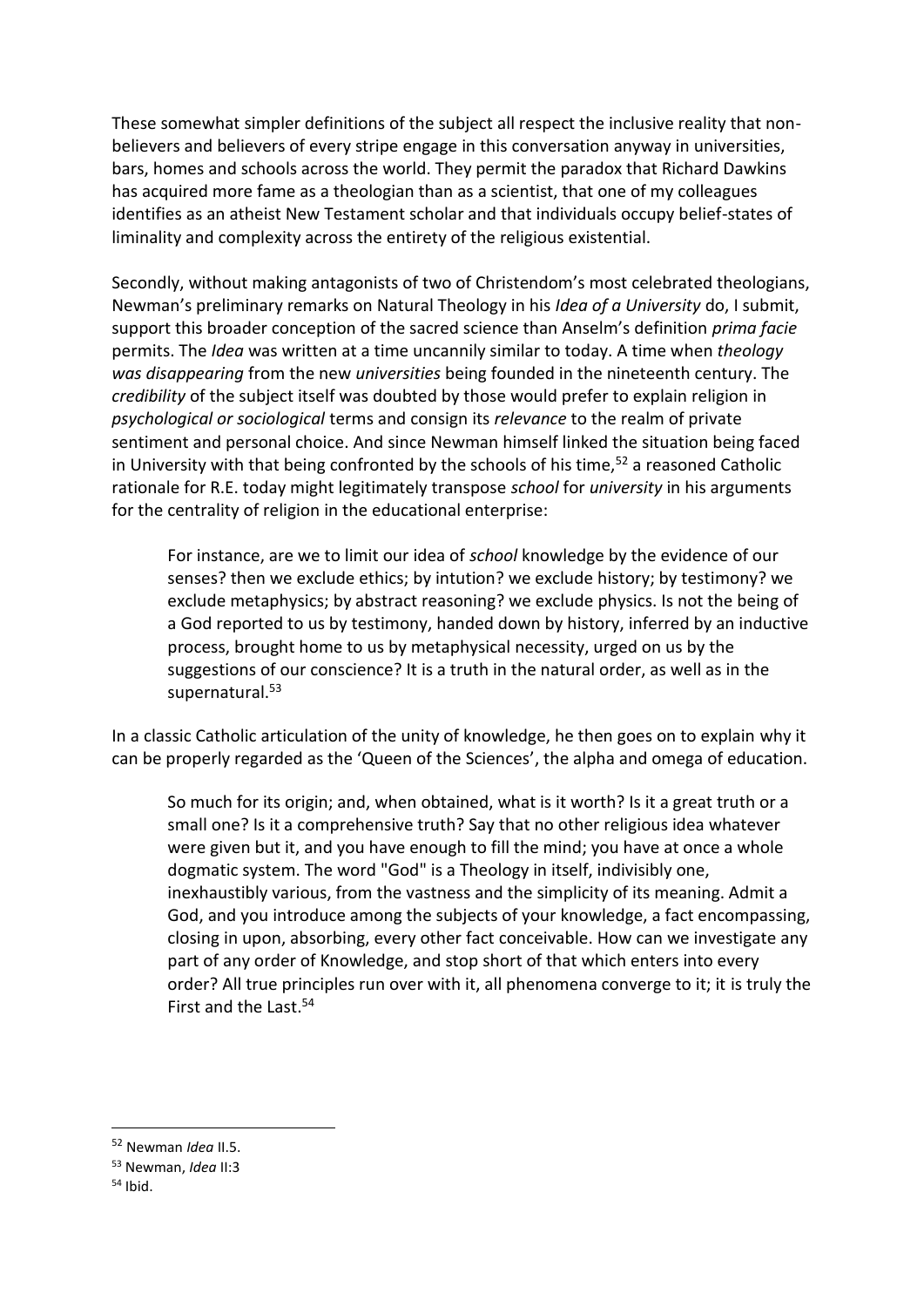These somewhat simpler definitions of the subject all respect the inclusive reality that non-believers and believers of every stripe engage in this conversation anyway in universities, bars, homes and schools across the world. They permit the paradox that Richard Dawkins has acquired more fame as a theologian than as a scientist, that one of my colleagues identifies as an atheist New Testament scholar and that individuals occupy belief-states of liminality and complexity across the entirety of the religious existential.

Secondly, without making antagonists of two of Christendom's most celebrated theologians, Newman's preliminary remarks on Natural Theology in his *Idea of a University* do, I submit, support this broader conception of the sacred science than Anselm's definition *prima facie* permits. The *Idea* was written at a time uncannily similar to today. A time when *theology was disappearing* from the new *universities* being founded in the nineteenth century. The *credibility* of the subject itself was doubted by those would prefer to explain religion in *psychological or sociological* terms and consign its *relevance* to the realm of private sentiment and personal choice. And since Newman himself linked the situation being faced in University with that being confronted by the schools of his time,[52] a reasoned Catholic rationale for R.E. today might legitimately transpose *school* for *university* in his arguments for the centrality of religion in the educational enterprise:

> For instance, are we to limit our idea of *school* knowledge by the evidence of our senses? then we exclude ethics; by intution? we exclude history; by testimony? we exclude metaphysics; by abstract reasoning? we exclude physics. Is not the being of a God reported to us by testimony, handed down by history, inferred by an inductive process, brought home to us by metaphysical necessity, urged on us by the suggestions of our conscience? It is a truth in the natural order, as well as in the supernatural.[53]

In a classic Catholic articulation of the unity of knowledge, he then goes on to explain why it can be properly regarded as the 'Queen of the Sciences', the alpha and omega of education.

> So much for its origin; and, when obtained, what is it worth? Is it a great truth or a small one? Is it a comprehensive truth? Say that no other religious idea whatever were given but it, and you have enough to fill the mind; you have at once a whole dogmatic system. The word "God" is a Theology in itself, indivisibly one, inexhaustibly various, from the vastness and the simplicity of its meaning. Admit a God, and you introduce among the subjects of your knowledge, a fact encompassing, closing in upon, absorbing, every other fact conceivable. How can we investigate any part of any order of Knowledge, and stop short of that which enters into every order? All true principles run over with it, all phenomena converge to it; it is truly the First and the Last.[54]

---

[52] Newman *Idea* II.5.

[53] Newman, *Idea* II:3

[54] Ibid.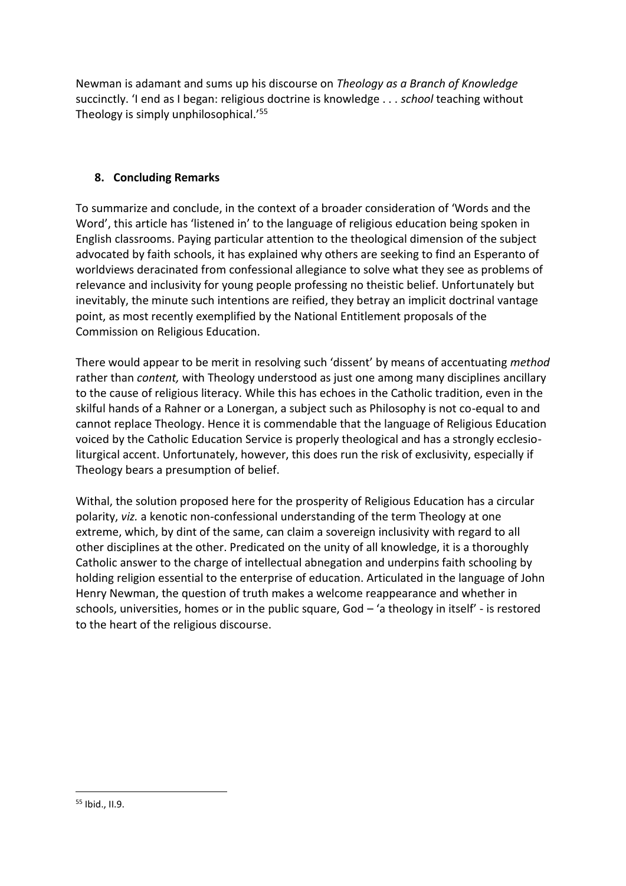Newman is adamant and sums up his discourse on *Theology as a Branch of Knowledge* succinctly. 'I end as I began: religious doctrine is knowledge . . . *school* teaching without Theology is simply unphilosophical.'[55]

## 8. Concluding Remarks

To summarize and conclude, in the context of a broader consideration of 'Words and the Word', this article has 'listened in' to the language of religious education being spoken in English classrooms. Paying particular attention to the theological dimension of the subject advocated by faith schools, it has explained why others are seeking to find an Esperanto of worldviews deracinated from confessional allegiance to solve what they see as problems of relevance and inclusivity for young people professing no theistic belief. Unfortunately but inevitably, the minute such intentions are reified, they betray an implicit doctrinal vantage point, as most recently exemplified by the National Entitlement proposals of the Commission on Religious Education.

There would appear to be merit in resolving such 'dissent' by means of accentuating *method* rather than *content,* with Theology understood as just one among many disciplines ancillary to the cause of religious literacy. While this has echoes in the Catholic tradition, even in the skilful hands of a Rahner or a Lonergan, a subject such as Philosophy is not co-equal to and cannot replace Theology. Hence it is commendable that the language of Religious Education voiced by the Catholic Education Service is properly theological and has a strongly ecclesio-liturgical accent. Unfortunately, however, this does run the risk of exclusivity, especially if Theology bears a presumption of belief.

Withal, the solution proposed here for the prosperity of Religious Education has a circular polarity, *viz.* a kenotic non-confessional understanding of the term Theology at one extreme, which, by dint of the same, can claim a sovereign inclusivity with regard to all other disciplines at the other. Predicated on the unity of all knowledge, it is a thoroughly Catholic answer to the charge of intellectual abnegation and underpins faith schooling by holding religion essential to the enterprise of education. Articulated in the language of John Henry Newman, the question of truth makes a welcome reappearance and whether in schools, universities, homes or in the public square, God – 'a theology in itself' - is restored to the heart of the religious discourse.

[55] Ibid., II.9.